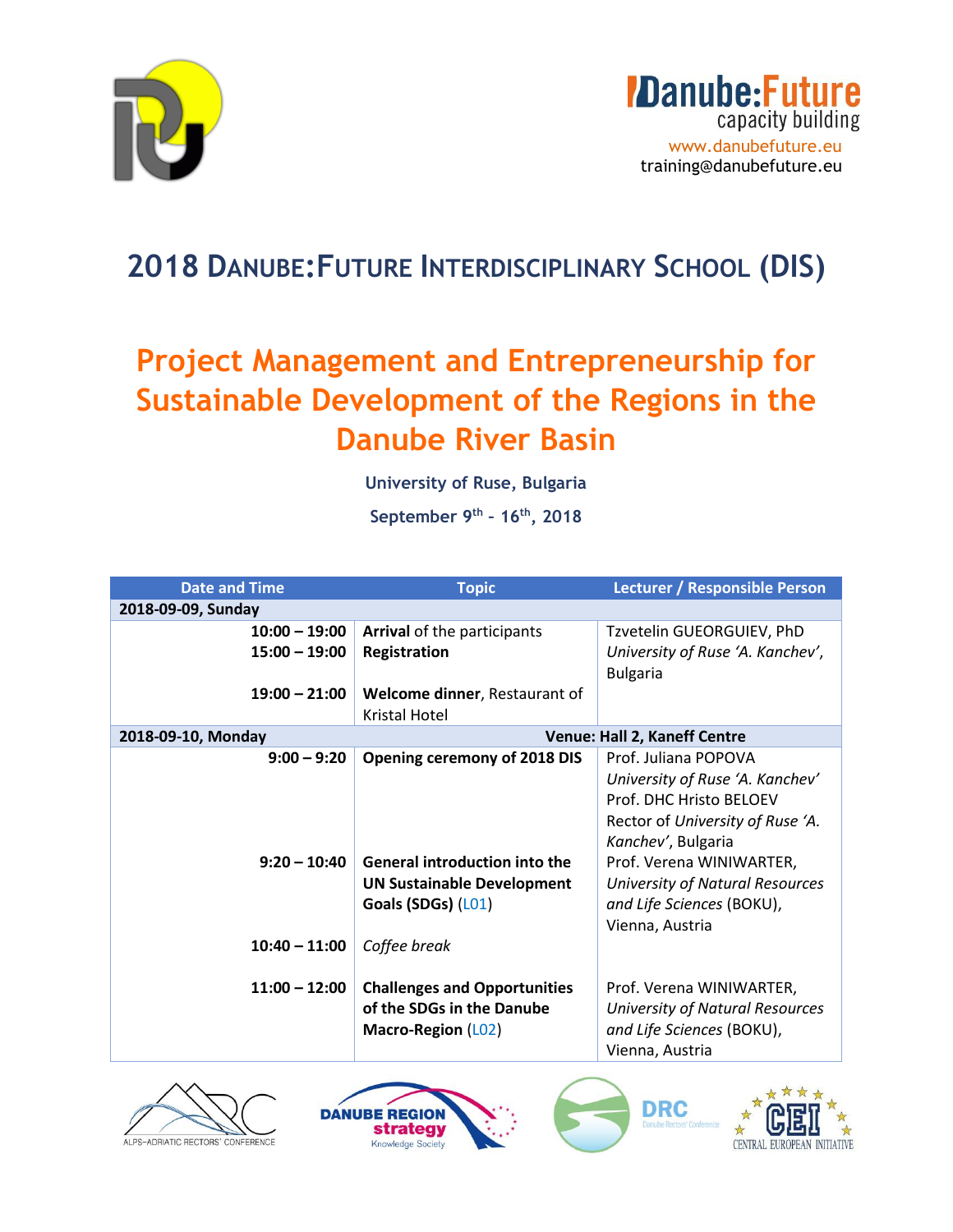Danube:Future
capacity building
www.danubefuture.eu
training@danubefuture.eu

# 2018 Danube:Future Interdisciplinary School (DIS)

## Project Management and Entrepreneurship for Sustainable Development of the Regions in the Danube River Basin

**University of Ruse, Bulgaria**

**September 9th - 16th, 2018**

| Date and Time | Topic | Lecturer / Responsible Person |
|---|---|---|
| **2018-09-09, Sunday** | | |
| **10:00 – 19:00**<br>**15:00 – 19:00**<br><br>**19:00 – 21:00** | **Arrival** of the participants<br>**Registration**<br><br>**Welcome dinner**, Restaurant of Kristal Hotel | Tzvetelin GUEORGUIEV, PhD<br>*University of Ruse 'A. Kanchev'*, Bulgaria |
| **2018-09-10, Monday** | **Venue: Hall 2, Kaneff Centre** | |
| **9:00 – 9:20** | **Opening ceremony of 2018 DIS** | Prof. Juliana POPOVA<br>*University of Ruse 'A. Kanchev'*<br>Prof. DHC Hristo BELOEV<br>Rector of *University of Ruse 'A. Kanchev'*, Bulgaria |
| **9:20 – 10:40** | **General introduction into the UN Sustainable Development Goals (SDGs)** (L01) | Prof. Verena WINIWARTER, *University of Natural Resources and Life Sciences* (BOKU), Vienna, Austria |
| **10:40 – 11:00** | *Coffee break* | |
| **11:00 – 12:00** | **Challenges and Opportunities of the SDGs in the Danube Macro-Region** (L02) | Prof. Verena WINIWARTER, *University of Natural Resources and Life Sciences* (BOKU), Vienna, Austria |

ALPS-ADRIATIC RECTORS' CONFERENCE — DANUBE REGION strategy Knowledge Society — DRC Danube Rectors' Conference — CEI CENTRAL EUROPEAN INITIATIVE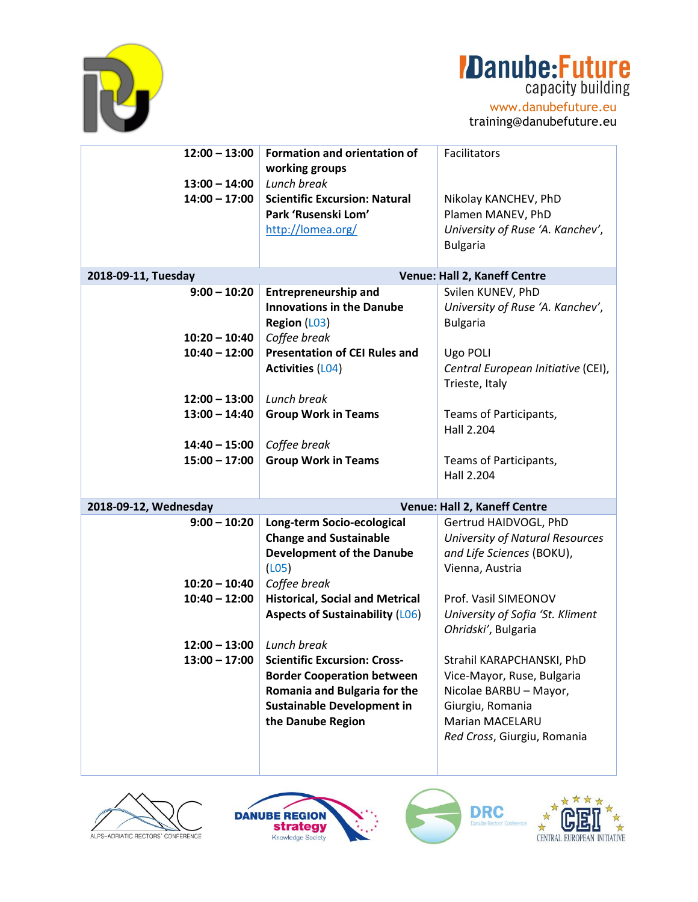| | | |
|---|---|---|
| 12:00 – 13:00 | **Formation and orientation of working groups** | Facilitators |
| 13:00 – 14:00 | *Lunch break* | |
| 14:00 – 17:00 | **Scientific Excursion: Natural Park 'Rusenski Lom'** [http://lomea.org/](http://lomea.org/) | Nikolay KANCHEV, PhD<br>Plamen MANEV, PhD<br>*University of Ruse 'A. Kanchev'*, Bulgaria |
| **2018-09-11, Tuesday** | **Venue: Hall 2, Kaneff Centre** | |
| 9:00 – 10:20 | **Entrepreneurship and Innovations in the Danube Region** (L03) | Svilen KUNEV, PhD<br>*University of Ruse 'A. Kanchev'*, Bulgaria |
| 10:20 – 10:40 | *Coffee break* | |
| 10:40 – 12:00 | **Presentation of CEI Rules and Activities** (L04) | Ugo POLI<br>*Central European Initiative* (CEI), Trieste, Italy |
| 12:00 – 13:00 | *Lunch break* | |
| 13:00 – 14:40 | **Group Work in Teams** | Teams of Participants, Hall 2.204 |
| 14:40 – 15:00 | *Coffee break* | |
| 15:00 – 17:00 | **Group Work in Teams** | Teams of Participants, Hall 2.204 |
| **2018-09-12, Wednesday** | **Venue: Hall 2, Kaneff Centre** | |
| 9:00 – 10:20 | **Long-term Socio-ecological Change and Sustainable Development of the Danube** (L05) | Gertrud HAIDVOGL, PhD<br>*University of Natural Resources and Life Sciences* (BOKU), Vienna, Austria |
| 10:20 – 10:40 | *Coffee break* | |
| 10:40 – 12:00 | **Historical, Social and Metrical Aspects of Sustainability** (L06) | Prof. Vasil SIMEONOV<br>*University of Sofia 'St. Kliment Ohridski'*, Bulgaria |
| 12:00 – 13:00 | *Lunch break* | |
| 13:00 – 17:00 | **Scientific Excursion: Cross-Border Cooperation between Romania and Bulgaria for the Sustainable Development in the Danube Region** | Strahil KARAPCHANSKI, PhD<br>Vice-Mayor, Ruse, Bulgaria<br>Nicolae BARBU – Mayor, Giurgiu, Romania<br>Marian MACELARU<br>*Red Cross*, Giurgiu, Romania |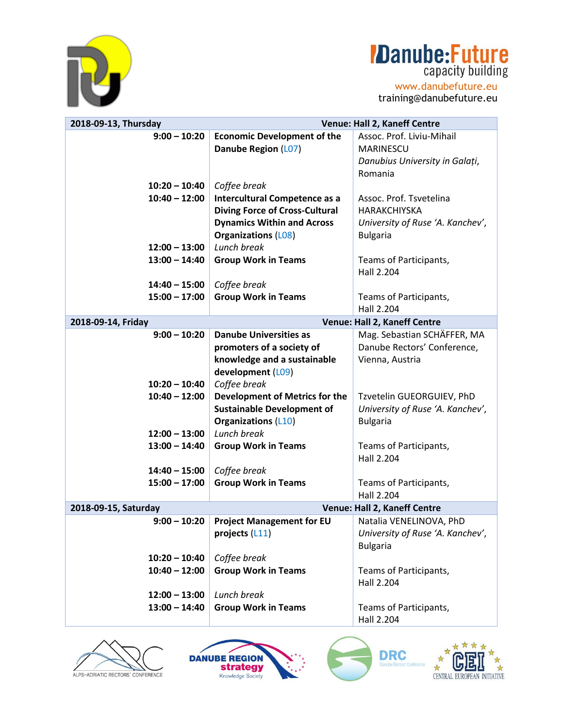| 2018-09-13, Thursday | | Venue: Hall 2, Kaneff Centre |
|---|---|---|
| 9:00 – 10:20 | **Economic Development of the Danube Region** (L07) | Assoc. Prof. Liviu-Mihail MARINESCU *Danubius University in Galați*, Romania |
| 10:20 – 10:40 | *Coffee break* | |
| 10:40 – 12:00 | **Intercultural Competence as a Diving Force of Cross-Cultural Dynamics Within and Across Organizations** (L08) | Assoc. Prof. Tsvetelina HARAKCHIYSKA *University of Ruse 'A. Kanchev'*, Bulgaria |
| 12:00 – 13:00 | *Lunch break* | |
| 13:00 – 14:40 | **Group Work in Teams** | Teams of Participants, Hall 2.204 |
| 14:40 – 15:00 | *Coffee break* | |
| 15:00 – 17:00 | **Group Work in Teams** | Teams of Participants, Hall 2.204 |
| **2018-09-14, Friday** | | **Venue: Hall 2, Kaneff Centre** |
| 9:00 – 10:20 | **Danube Universities as promoters of a society of knowledge and a sustainable development** (L09) | Mag. Sebastian SCHÄFFER, MA Danube Rectors' Conference, Vienna, Austria |
| 10:20 – 10:40 | *Coffee break* | |
| 10:40 – 12:00 | **Development of Metrics for the Sustainable Development of Organizations** (L10) | Tzvetelin GUEORGUIEV, PhD *University of Ruse 'A. Kanchev'*, Bulgaria |
| 12:00 – 13:00 | *Lunch break* | |
| 13:00 – 14:40 | **Group Work in Teams** | Teams of Participants, Hall 2.204 |
| 14:40 – 15:00 | *Coffee break* | |
| 15:00 – 17:00 | **Group Work in Teams** | Teams of Participants, Hall 2.204 |
| **2018-09-15, Saturday** | | **Venue: Hall 2, Kaneff Centre** |
| 9:00 – 10:20 | **Project Management for EU projects** (L11) | Natalia VENELINOVA, PhD *University of Ruse 'A. Kanchev'*, Bulgaria |
| 10:20 – 10:40 | *Coffee break* | |
| 10:40 – 12:00 | **Group Work in Teams** | Teams of Participants, Hall 2.204 |
| 12:00 – 13:00 | *Lunch break* | |
| 13:00 – 14:40 | **Group Work in Teams** | Teams of Participants, Hall 2.204 |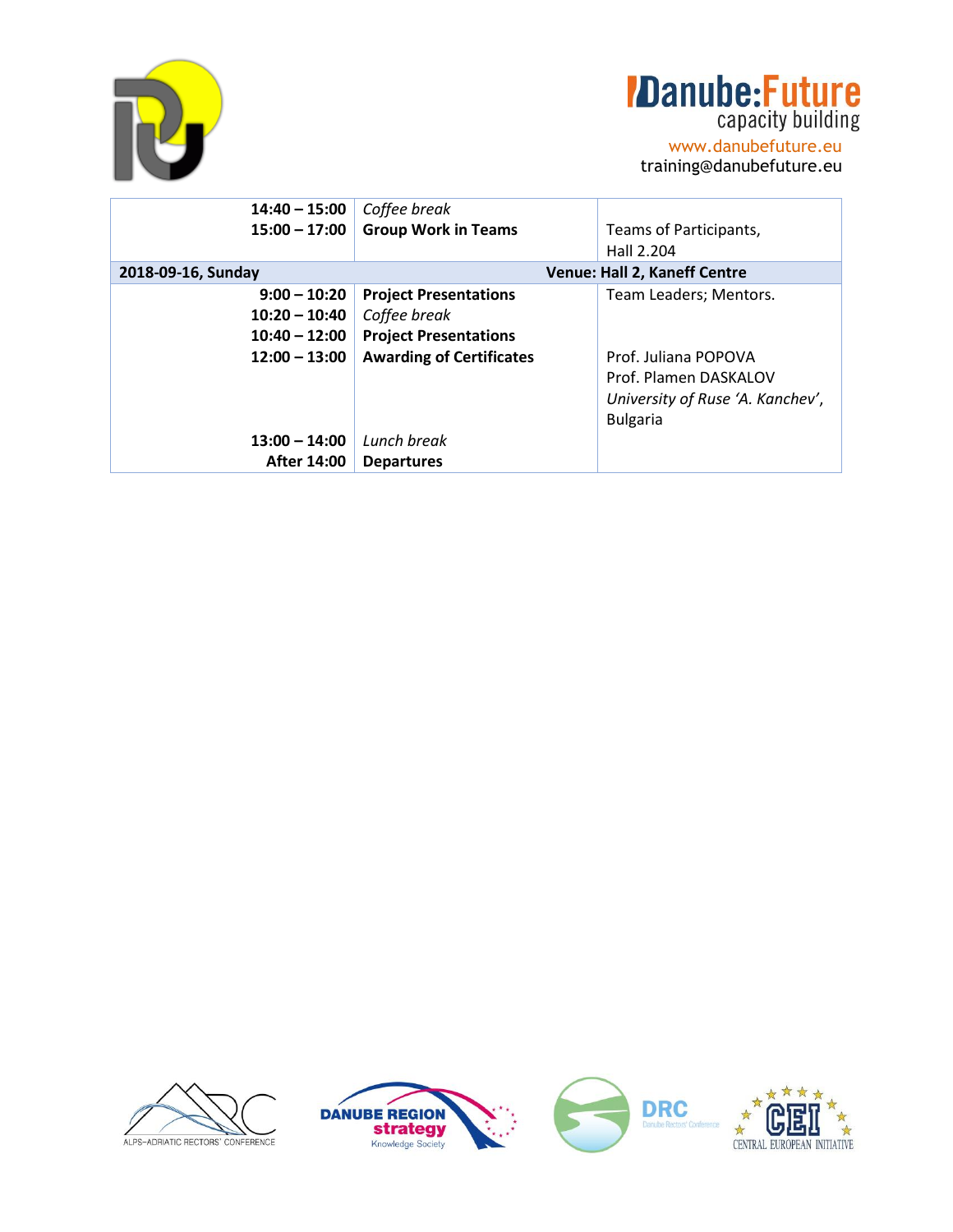| | | |
|---|---|---|
| **14:40 – 15:00** | *Coffee break* | |
| **15:00 – 17:00** | **Group Work in Teams** | Teams of Participants, Hall 2.204 |
| **2018-09-16, Sunday** | | **Venue: Hall 2, Kaneff Centre** |
| **9:00 – 10:20** | **Project Presentations** | Team Leaders; Mentors. |
| **10:20 – 10:40** | *Coffee break* | |
| **10:40 – 12:00** | **Project Presentations** | |
| **12:00 – 13:00** | **Awarding of Certificates** | Prof. Juliana POPOVA<br>Prof. Plamen DASKALOV<br>*University of Ruse 'A. Kanchev',* Bulgaria |
| **13:00 – 14:00** | *Lunch break* | |
| **After 14:00** | **Departures** | |